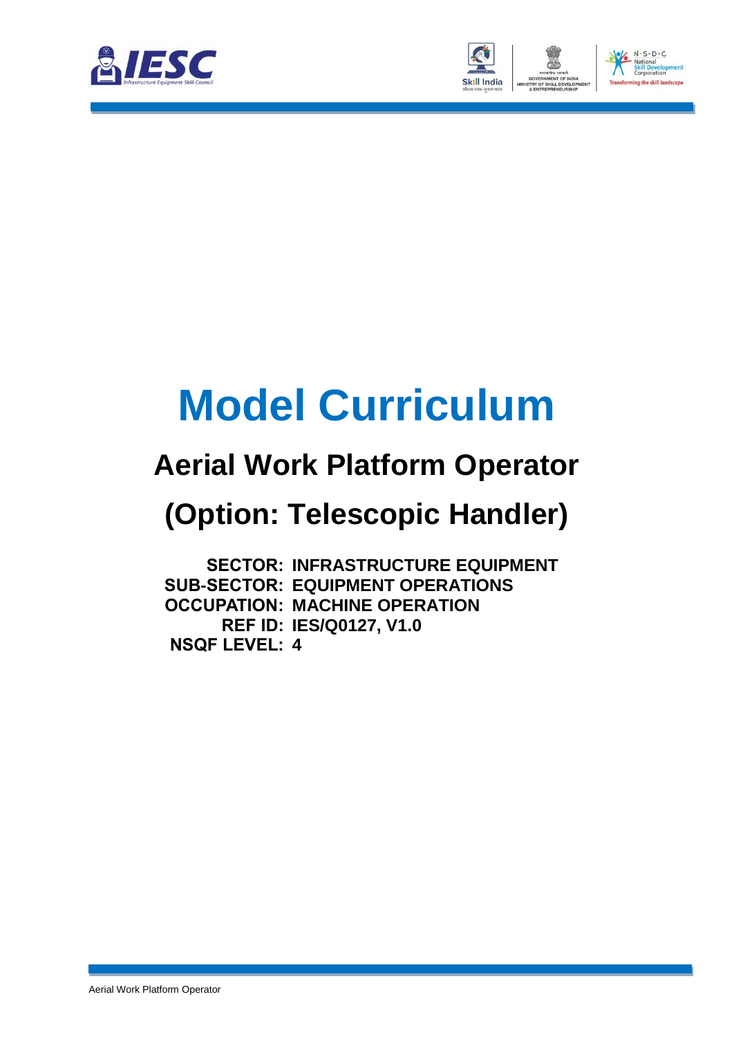# Model Curriculum

## Aerial Work Platform Operator

## (Option: Telescopic Handler)

**SECTOR:** **INFRASTRUCTURE EQUIPMENT**
**SUB-SECTOR:** **EQUIPMENT OPERATIONS**
**OCCUPATION:** **MACHINE OPERATION**
**REF ID:** **IES/Q0127, V1.0**
**NSQF LEVEL:** **4**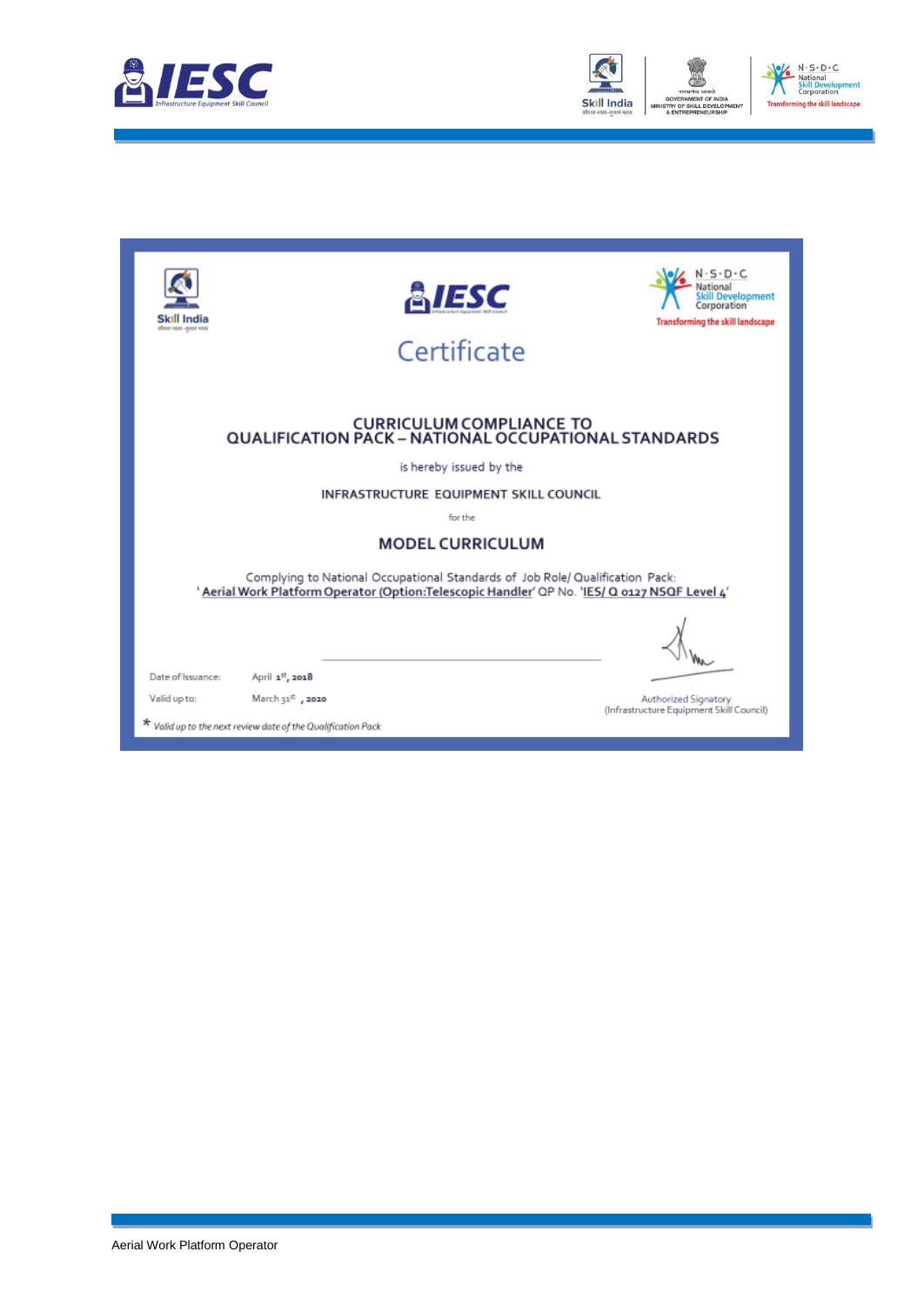# Certificate

## CURRICULUM COMPLIANCE TO QUALIFICATION PACK – NATIONAL OCCUPATIONAL STANDARDS

is hereby issued by the

**INFRASTRUCTURE EQUIPMENT SKILL COUNCIL**

for the

## MODEL CURRICULUM

Complying to National Occupational Standards of Job Role/ Qualification Pack:
'**Aerial Work Platform Operator (Option:Telescopic Handler)**' QP No. '**IES/ Q 0127 NSQF Level 4**'

Date of Issuance: April 1st, 2018

Valid up to: March 31st, 2020

Authorized Signatory
(Infrastructure Equipment Skill Council)

\* *Valid up to the next review date of the Qualification Pack*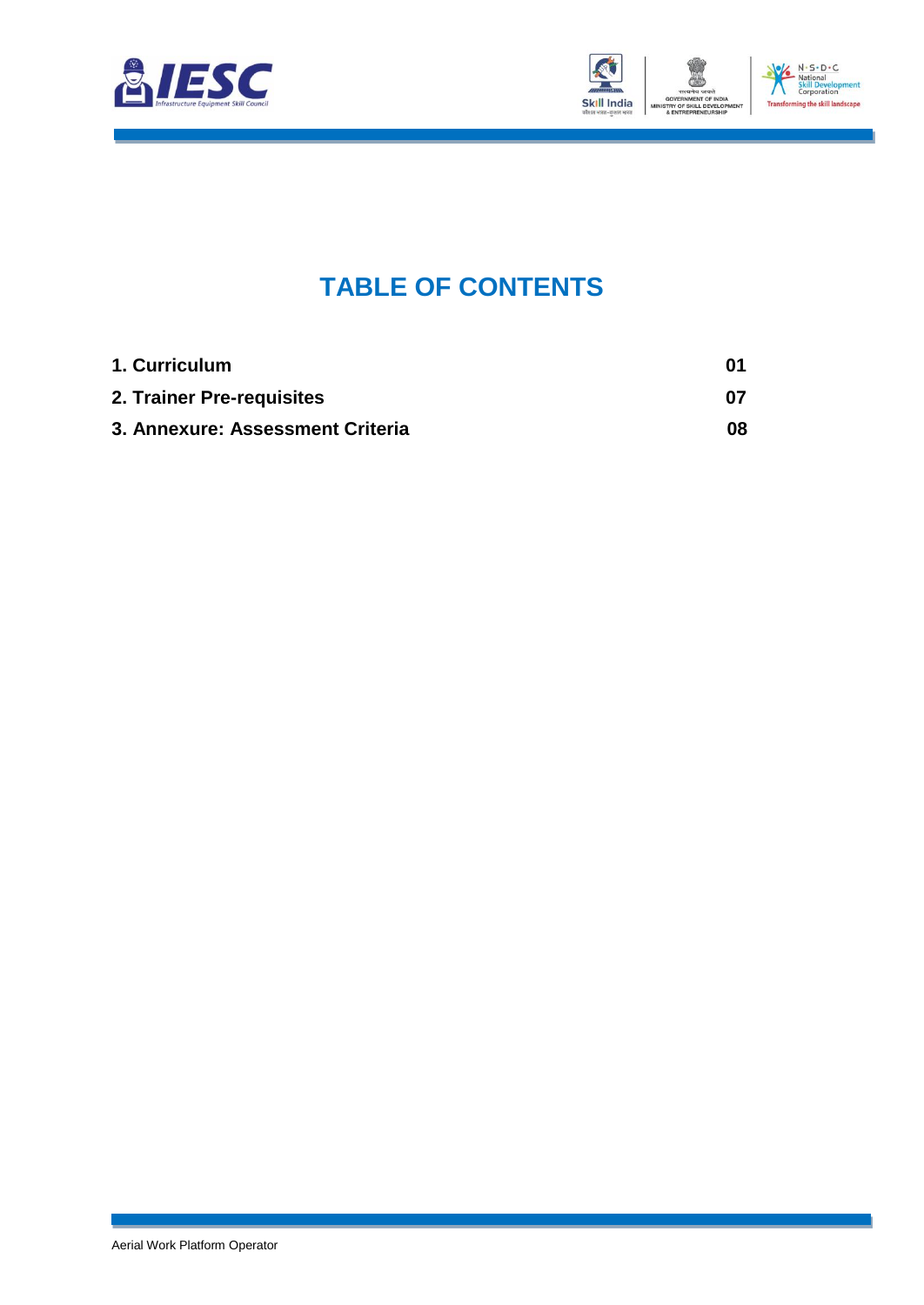# TABLE OF CONTENTS

| | |
|---|---|
| **1. Curriculum** | **01** |
| **2. Trainer Pre-requisites** | **07** |
| **3. Annexure: Assessment Criteria** | **08** |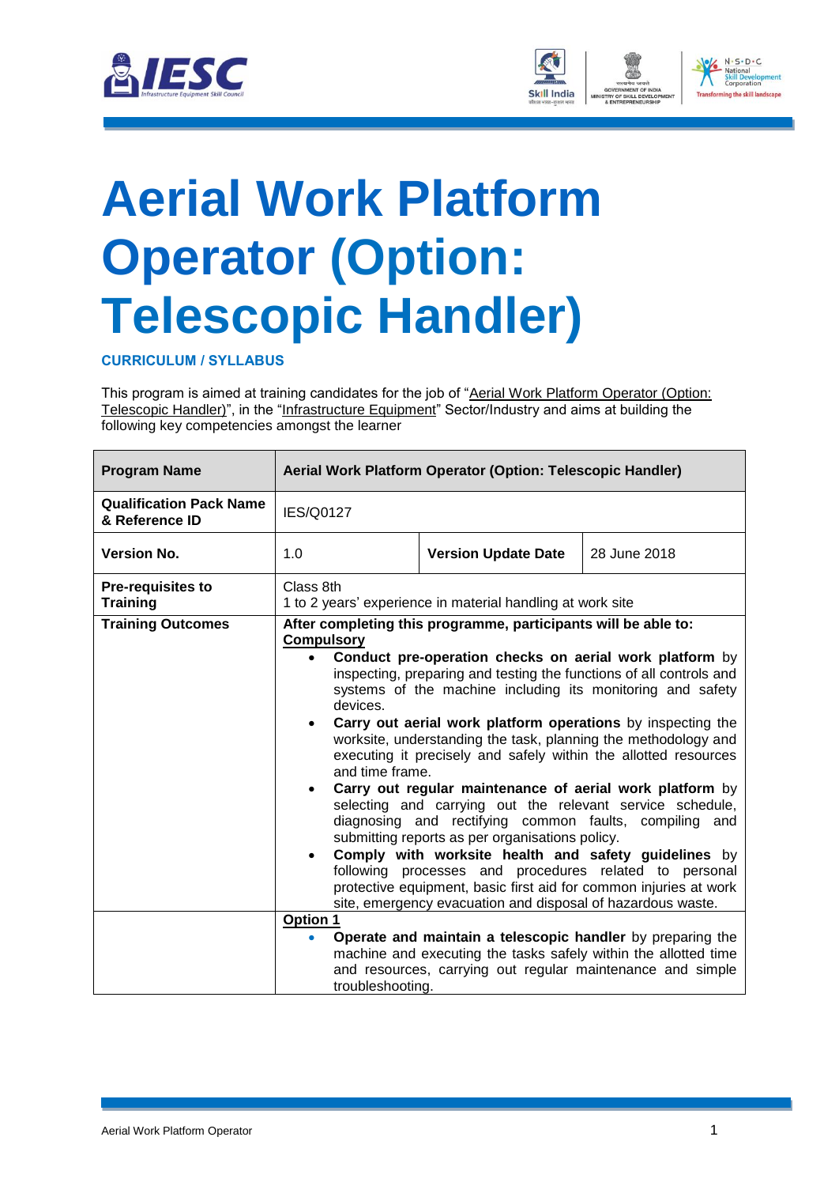# Aerial Work Platform Operator (Option: Telescopic Handler)

**CURRICULUM / SYLLABUS**

This program is aimed at training candidates for the job of "Aerial Work Platform Operator (Option: Telescopic Handler)", in the "Infrastructure Equipment" Sector/Industry and aims at building the following key competencies amongst the learner

| **Program Name** | **Aerial Work Platform Operator (Option: Telescopic Handler)** | | |
|---|---|---|---|
| **Qualification Pack Name & Reference ID** | IES/Q0127 | | |
| **Version No.** | 1.0 | **Version Update Date** | 28 June 2018 |
| **Pre-requisites to Training** | Class 8th<br>1 to 2 years' experience in material handling at work site | | |
| **Training Outcomes** | **After completing this programme, participants will be able to:**<br>**Compulsory**<br>• **Conduct pre-operation checks on aerial work platform** by inspecting, preparing and testing the functions of all controls and systems of the machine including its monitoring and safety devices.<br>• **Carry out aerial work platform operations** by inspecting the worksite, understanding the task, planning the methodology and executing it precisely and safely within the allotted resources and time frame.<br>• **Carry out regular maintenance of aerial work platform** by selecting and carrying out the relevant service schedule, diagnosing and rectifying common faults, compiling and submitting reports as per organisations policy.<br>• **Comply with worksite health and safety guidelines** by following processes and procedures related to personal protective equipment, basic first aid for common injuries at work site, emergency evacuation and disposal of hazardous waste. | | |
| | **Option 1**<br>• **Operate and maintain a telescopic handler** by preparing the machine and executing the tasks safely within the allotted time and resources, carrying out regular maintenance and simple troubleshooting. | | |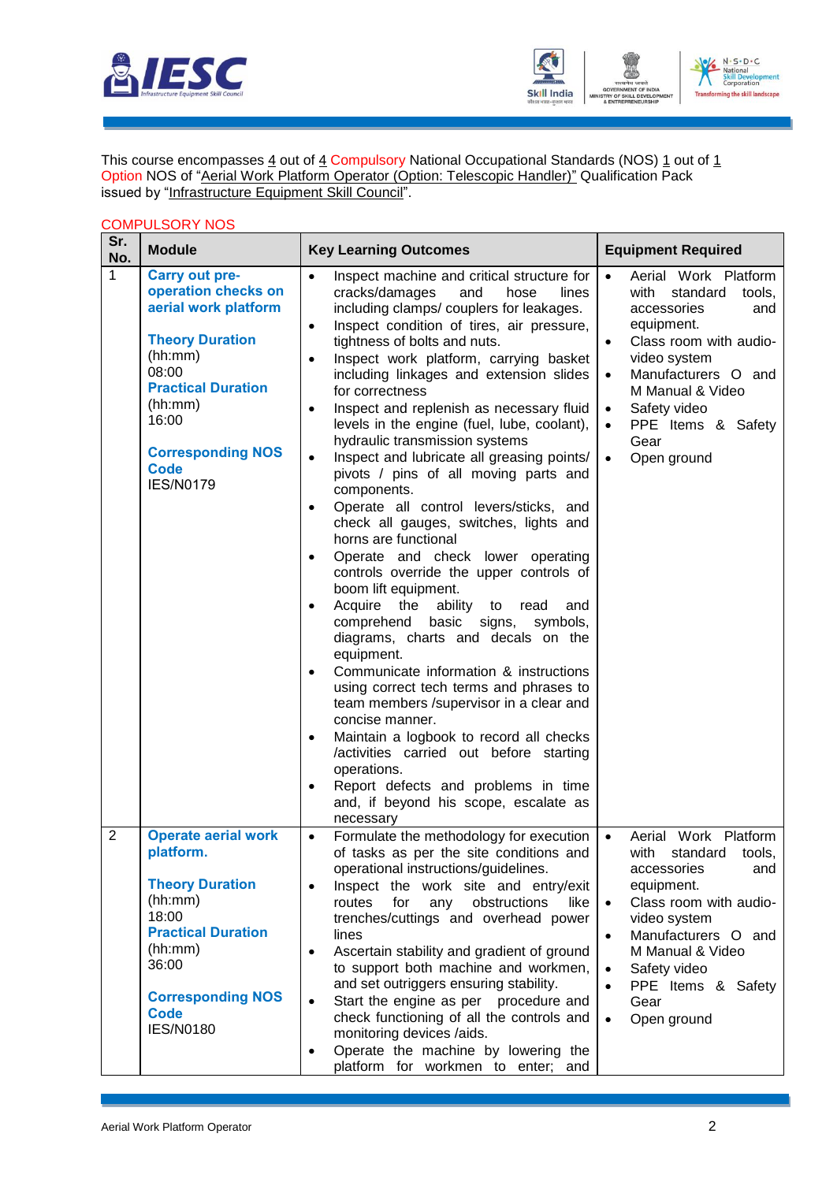This course encompasses 4 out of 4 Compulsory National Occupational Standards (NOS) 1 out of 1 Option NOS of "Aerial Work Platform Operator (Option: Telescopic Handler)" Qualification Pack issued by "Infrastructure Equipment Skill Council".

COMPULSORY NOS

| Sr. No. | Module | Key Learning Outcomes | Equipment Required |
|---|---|---|---|
| 1 | **Carry out pre-operation checks on aerial work platform**<br><br>**Theory Duration** (hh:mm)<br>08:00<br>**Practical Duration** (hh:mm)<br>16:00<br><br>**Corresponding NOS Code**<br>IES/N0179 | • Inspect machine and critical structure for cracks/damages and hose lines including clamps/ couplers for leakages.<br>• Inspect condition of tires, air pressure, tightness of bolts and nuts.<br>• Inspect work platform, carrying basket including linkages and extension slides for correctness<br>• Inspect and replenish as necessary fluid levels in the engine (fuel, lube, coolant), hydraulic transmission systems<br>• Inspect and lubricate all greasing points/ pivots / pins of all moving parts and components.<br>• Operate all control levers/sticks, and check all gauges, switches, lights and horns are functional<br>• Operate and check lower operating controls override the upper controls of boom lift equipment.<br>• Acquire the ability to read and comprehend basic signs, symbols, diagrams, charts and decals on the equipment.<br>• Communicate information & instructions using correct tech terms and phrases to team members /supervisor in a clear and concise manner.<br>• Maintain a logbook to record all checks /activities carried out before starting operations.<br>• Report defects and problems in time and, if beyond his scope, escalate as necessary | • Aerial Work Platform with standard tools, accessories and equipment.<br>• Class room with audio-video system<br>• Manufacturers O and M Manual & Video<br>• Safety video<br>• PPE Items & Safety Gear<br>• Open ground |
| 2 | **Operate aerial work platform.**<br><br>**Theory Duration** (hh:mm)<br>18:00<br>**Practical Duration** (hh:mm)<br>36:00<br><br>**Corresponding NOS Code**<br>IES/N0180 | • Formulate the methodology for execution of tasks as per the site conditions and operational instructions/guidelines.<br>• Inspect the work site and entry/exit routes for any obstructions like trenches/cuttings and overhead power lines<br>• Ascertain stability and gradient of ground to support both machine and workmen, and set outriggers ensuring stability.<br>• Start the engine as per procedure and check functioning of all the controls and monitoring devices /aids.<br>• Operate the machine by lowering the platform for workmen to enter; and | • Aerial Work Platform with standard tools, accessories and equipment.<br>• Class room with audio-video system<br>• Manufacturers O and M Manual & Video<br>• Safety video<br>• PPE Items & Safety Gear<br>• Open ground |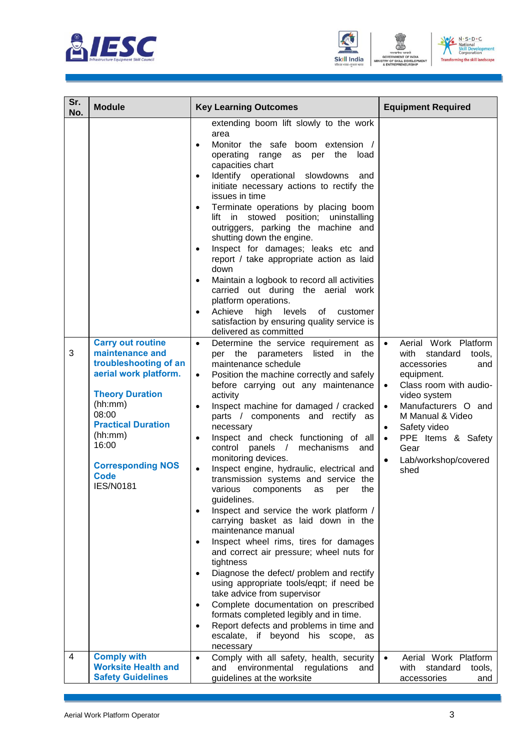| Sr. No. | Module | Key Learning Outcomes | Equipment Required |
|---|---|---|---|
| | | extending boom lift slowly to the work area<br>• Monitor the safe boom extension / operating range as per the load capacities chart<br>• Identify operational slowdowns and initiate necessary actions to rectify the issues in time<br>• Terminate operations by placing boom lift in stowed position; uninstalling outriggers, parking the machine and shutting down the engine.<br>• Inspect for damages; leaks etc and report / take appropriate action as laid down<br>• Maintain a logbook to record all activities carried out during the aerial work platform operations.<br>• Achieve high levels of customer satisfaction by ensuring quality service is delivered as committed | |
| 3 | **Carry out routine maintenance and troubleshooting of an aerial work platform.**<br><br>**Theory Duration** (hh:mm)<br>08:00<br>**Practical Duration** (hh:mm)<br>16:00<br><br>**Corresponding NOS Code**<br>IES/N0181 | • Determine the service requirement as per the parameters listed in the maintenance schedule<br>• Position the machine correctly and safely before carrying out any maintenance activity<br>• Inspect machine for damaged / cracked parts / components and rectify as necessary<br>• Inspect and check functioning of all control panels / mechanisms and monitoring devices.<br>• Inspect engine, hydraulic, electrical and transmission systems and service the various components as per the guidelines.<br>• Inspect and service the work platform / carrying basket as laid down in the maintenance manual<br>• Inspect wheel rims, tires for damages and correct air pressure; wheel nuts for tightness<br>• Diagnose the defect/ problem and rectify using appropriate tools/eqpt; if need be take advice from supervisor<br>• Complete documentation on prescribed formats completed legibly and in time.<br>• Report defects and problems in time and escalate, if beyond his scope, as necessary | • Aerial Work Platform with standard tools, accessories and equipment.<br>• Class room with audio-video system<br>• Manufacturers O and M Manual & Video<br>• Safety video<br>• PPE Items & Safety Gear<br>• Lab/workshop/covered shed |
| 4 | **Comply with Worksite Health and Safety Guidelines** | • Comply with all safety, health, security and environmental regulations and guidelines at the worksite | • Aerial Work Platform with standard tools, accessories and |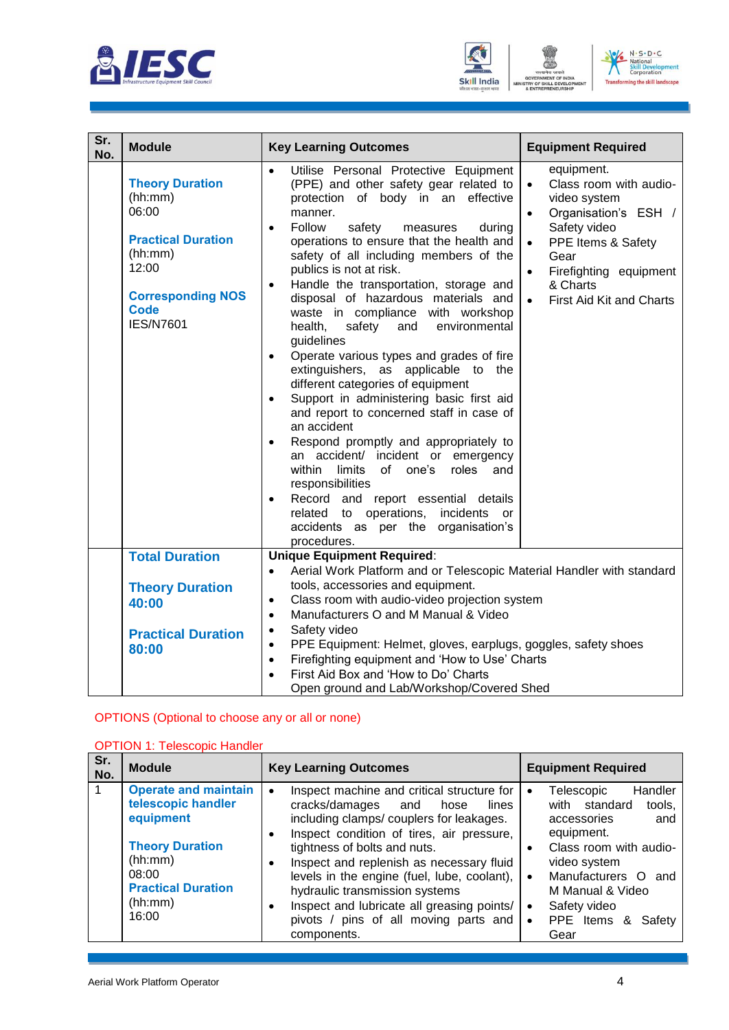| Sr. No. | Module | Key Learning Outcomes | Equipment Required |
|---|---|---|---|
| | **Theory Duration** (hh:mm) 06:00<br><br>**Practical Duration** (hh:mm) 12:00<br><br>**Corresponding NOS Code** IES/N7601 | • Utilise Personal Protective Equipment (PPE) and other safety gear related to protection of body in an effective manner.<br>• Follow safety measures during operations to ensure that the health and safety of all including members of the publics is not at risk.<br>• Handle the transportation, storage and disposal of hazardous materials and waste in compliance with workshop health, safety and environmental guidelines<br>• Operate various types and grades of fire extinguishers, as applicable to the different categories of equipment<br>• Support in administering basic first aid and report to concerned staff in case of an accident<br>• Respond promptly and appropriately to an accident/ incident or emergency within limits of one's roles and responsibilities<br>• Record and report essential details related to operations, incidents or accidents as per the organisation's procedures. | equipment.<br>• Class room with audio-video system<br>• Organisation's ESH / Safety video<br>• PPE Items & Safety Gear<br>• Firefighting equipment & Charts<br>• First Aid Kit and Charts |
| | **Total Duration**<br><br>**Theory Duration 40:00**<br><br>**Practical Duration 80:00** | **Unique Equipment Required**:<br>• Aerial Work Platform and or Telescopic Material Handler with standard tools, accessories and equipment.<br>• Class room with audio-video projection system<br>• Manufacturers O and M Manual & Video<br>• Safety video<br>• PPE Equipment: Helmet, gloves, earplugs, goggles, safety shoes<br>• Firefighting equipment and 'How to Use' Charts<br>• First Aid Box and 'How to Do' Charts<br>Open ground and Lab/Workshop/Covered Shed | |

OPTIONS (Optional to choose any or all or none)

OPTION 1: Telescopic Handler

| Sr. No. | Module | Key Learning Outcomes | Equipment Required |
|---|---|---|---|
| 1 | **Operate and maintain telescopic handler equipment**<br><br>**Theory Duration** (hh:mm) 08:00<br>**Practical Duration** (hh:mm) 16:00 | • Inspect machine and critical structure for cracks/damages and hose lines including clamps/ couplers for leakages.<br>• Inspect condition of tires, air pressure, tightness of bolts and nuts.<br>• Inspect and replenish as necessary fluid levels in the engine (fuel, lube, coolant), hydraulic transmission systems<br>• Inspect and lubricate all greasing points/ pivots / pins of all moving parts and components. | • Telescopic Handler with standard tools, accessories and equipment.<br>• Class room with audio-video system<br>• Manufacturers O and M Manual & Video<br>• Safety video<br>• PPE Items & Safety Gear |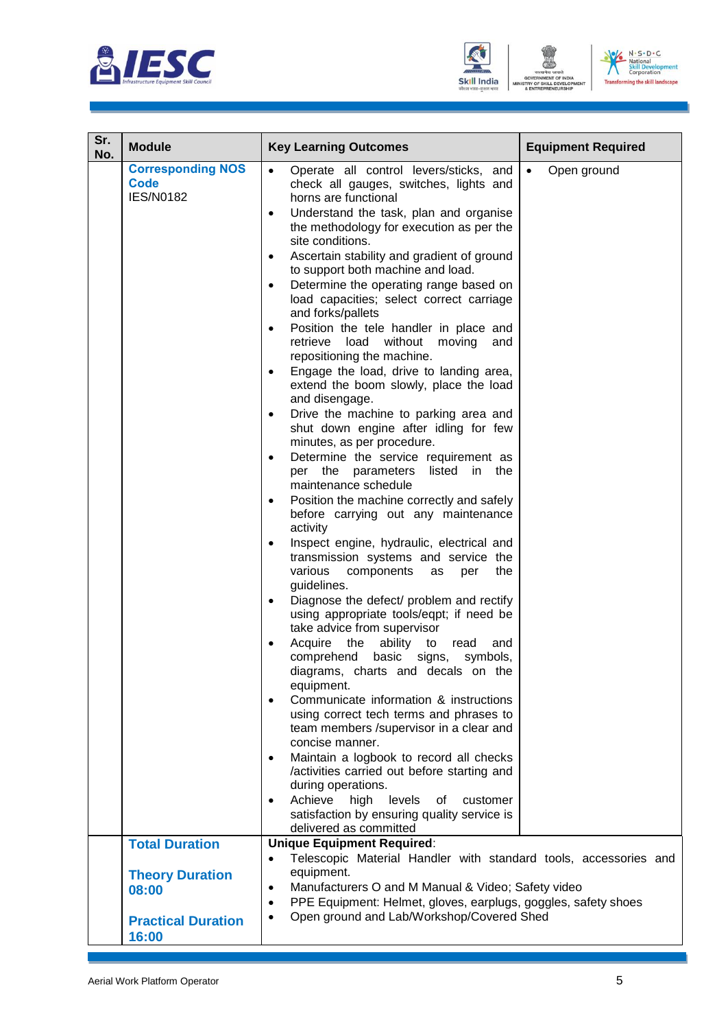| Sr. No. | Module | Key Learning Outcomes | Equipment Required |
|---|---|---|---|
| | **Corresponding NOS Code** IES/N0182 | • Operate all control levers/sticks, and check all gauges, switches, lights and horns are functional<br>• Understand the task, plan and organise the methodology for execution as per the site conditions.<br>• Ascertain stability and gradient of ground to support both machine and load.<br>• Determine the operating range based on load capacities; select correct carriage and forks/pallets<br>• Position the tele handler in place and retrieve load without moving and repositioning the machine.<br>• Engage the load, drive to landing area, extend the boom slowly, place the load and disengage.<br>• Drive the machine to parking area and shut down engine after idling for few minutes, as per procedure.<br>• Determine the service requirement as per the parameters listed in the maintenance schedule<br>• Position the machine correctly and safely before carrying out any maintenance activity<br>• Inspect engine, hydraulic, electrical and transmission systems and service the various components as per the guidelines.<br>• Diagnose the defect/ problem and rectify using appropriate tools/eqpt; if need be take advice from supervisor<br>• Acquire the ability to read and comprehend basic signs, symbols, diagrams, charts and decals on the equipment.<br>• Communicate information & instructions using correct tech terms and phrases to team members /supervisor in a clear and concise manner.<br>• Maintain a logbook to record all checks /activities carried out before starting and during operations.<br>• Achieve high levels of customer satisfaction by ensuring quality service is delivered as committed | • Open ground |
| | **Total Duration**<br><br>**Theory Duration 08:00**<br><br>**Practical Duration 16:00** | **Unique Equipment Required**:<br>• Telescopic Material Handler with standard tools, accessories and equipment.<br>• Manufacturers O and M Manual & Video; Safety video<br>• PPE Equipment: Helmet, gloves, earplugs, goggles, safety shoes<br>• Open ground and Lab/Workshop/Covered Shed | |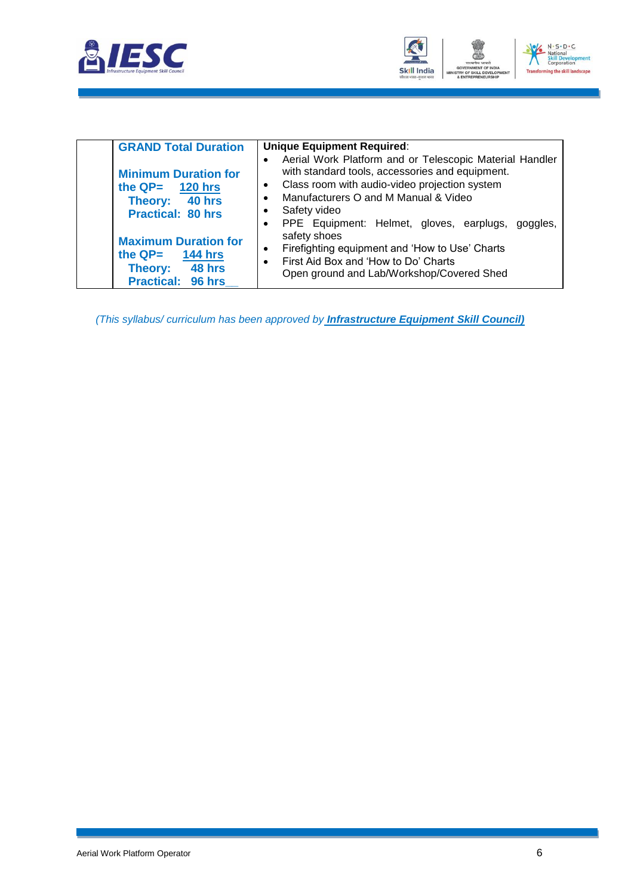|  | **GRAND Total Duration**<br><br>**Minimum Duration for the QP= 120 hrs**<br>**Theory: 40 hrs**<br>**Practical: 80 hrs**<br><br>**Maximum Duration for the QP= 144 hrs**<br>**Theory: 48 hrs**<br>**Practical: 96 hrs** | **Unique Equipment Required**:<br>• Aerial Work Platform and or Telescopic Material Handler with standard tools, accessories and equipment.<br>• Class room with audio-video projection system<br>• Manufacturers O and M Manual & Video<br>• Safety video<br>• PPE Equipment: Helmet, gloves, earplugs, goggles, safety shoes<br>• Firefighting equipment and 'How to Use' Charts<br>• First Aid Box and 'How to Do' Charts<br>Open ground and Lab/Workshop/Covered Shed |
|---|---|---|

*(This syllabus/ curriculum has been approved by* ***Infrastructure Equipment Skill Council)***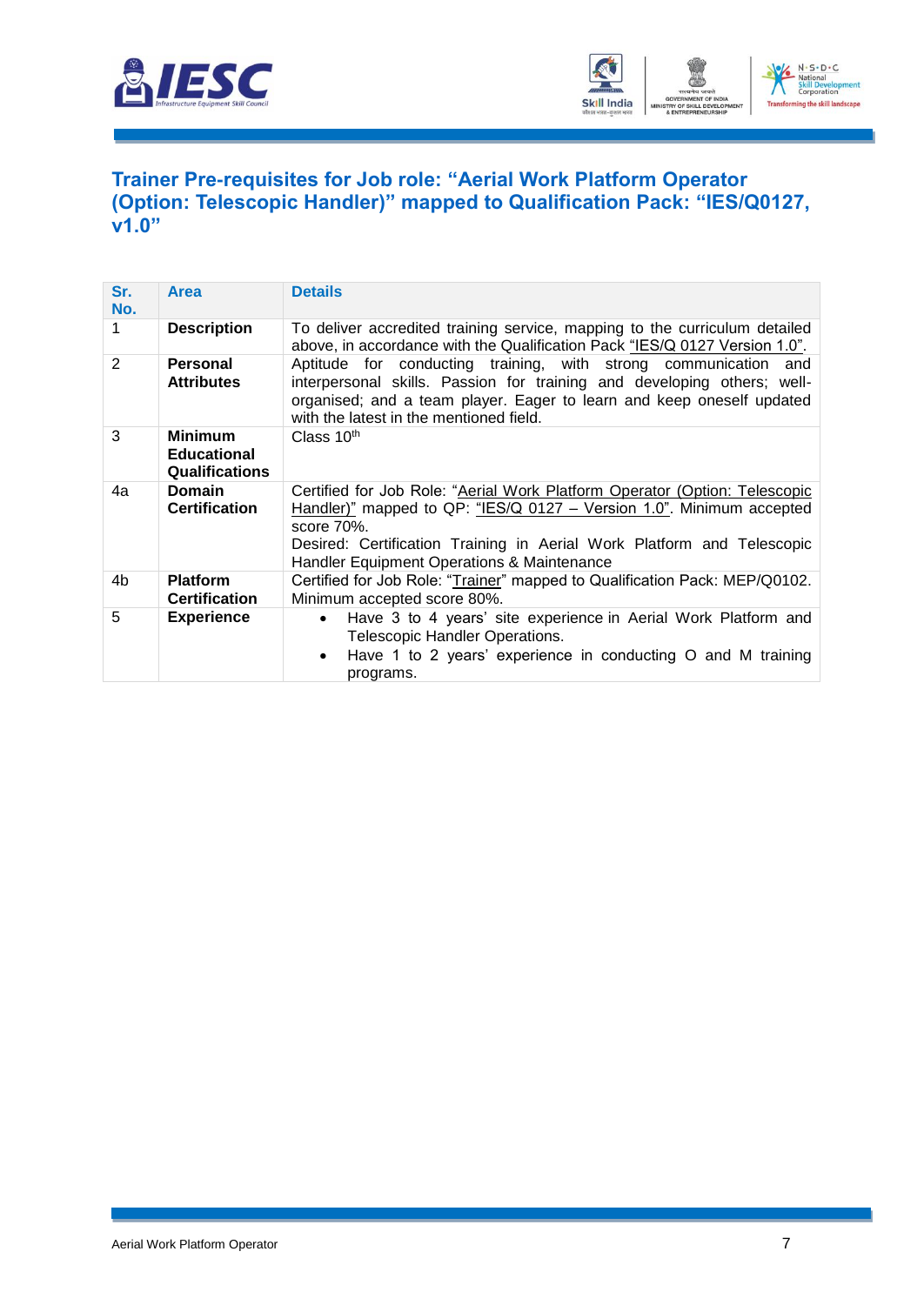## Trainer Pre-requisites for Job role: "Aerial Work Platform Operator (Option: Telescopic Handler)" mapped to Qualification Pack: "IES/Q0127, v1.0"

| Sr. No. | Area | Details |
|---|---|---|
| 1 | **Description** | To deliver accredited training service, mapping to the curriculum detailed above, in accordance with the Qualification Pack "IES/Q 0127 Version 1.0". |
| 2 | **Personal Attributes** | Aptitude for conducting training, with strong communication and interpersonal skills. Passion for training and developing others; well-organised; and a team player. Eager to learn and keep oneself updated with the latest in the mentioned field. |
| 3 | **Minimum Educational Qualifications** | Class 10th |
| 4a | **Domain Certification** | Certified for Job Role: "Aerial Work Platform Operator (Option: Telescopic Handler)" mapped to QP: "IES/Q 0127 – Version 1.0". Minimum accepted score 70%.<br>Desired: Certification Training in Aerial Work Platform and Telescopic Handler Equipment Operations & Maintenance |
| 4b | **Platform Certification** | Certified for Job Role: "Trainer" mapped to Qualification Pack: MEP/Q0102. Minimum accepted score 80%. |
| 5 | **Experience** | • Have 3 to 4 years' site experience in Aerial Work Platform and Telescopic Handler Operations.<br>• Have 1 to 2 years' experience in conducting O and M training programs. |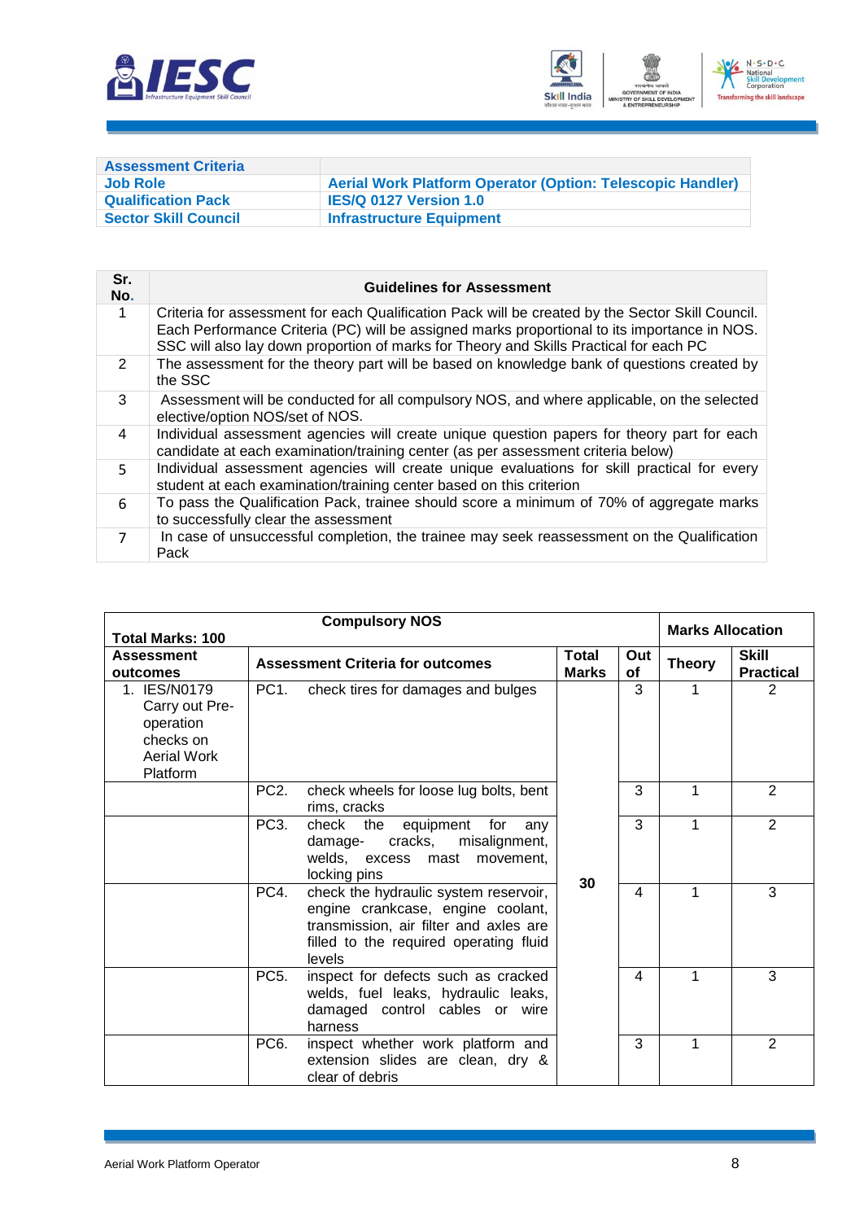| Assessment Criteria | |
|---|---|
| Job Role | Aerial Work Platform Operator (Option: Telescopic Handler) |
| Qualification Pack | IES/Q 0127 Version 1.0 |
| Sector Skill Council | Infrastructure Equipment |

| Sr. No. | Guidelines for Assessment |
|---|---|
| 1 | Criteria for assessment for each Qualification Pack will be created by the Sector Skill Council. Each Performance Criteria (PC) will be assigned marks proportional to its importance in NOS. SSC will also lay down proportion of marks for Theory and Skills Practical for each PC |
| 2 | The assessment for the theory part will be based on knowledge bank of questions created by the SSC |
| 3 | Assessment will be conducted for all compulsory NOS, and where applicable, on the selected elective/option NOS/set of NOS. |
| 4 | Individual assessment agencies will create unique question papers for theory part for each candidate at each examination/training center (as per assessment criteria below) |
| 5 | Individual assessment agencies will create unique evaluations for skill practical for every student at each examination/training center based on this criterion |
| 6 | To pass the Qualification Pack, trainee should score a minimum of 70% of aggregate marks to successfully clear the assessment |
| 7 | In case of unsuccessful completion, the trainee may seek reassessment on the Qualification Pack |

| Total Marks: 100 | Compulsory NOS | | | Marks Allocation | |
|---|---|---|---|---|---|
| Assessment outcomes | Assessment Criteria for outcomes | Total Marks | Out of | Theory | Skill Practical |
| 1. IES/N0179 Carry out Pre-operation checks on Aerial Work Platform | PC1. check tires for damages and bulges | 30 | 3 | 1 | 2 |
| | PC2. check wheels for loose lug bolts, bent rims, cracks | | 3 | 1 | 2 |
| | PC3. check the equipment for any damage- cracks, misalignment, welds, excess mast movement, locking pins | | 3 | 1 | 2 |
| | PC4. check the hydraulic system reservoir, engine crankcase, engine coolant, transmission, air filter and axles are filled to the required operating fluid levels | | 4 | 1 | 3 |
| | PC5. inspect for defects such as cracked welds, fuel leaks, hydraulic leaks, damaged control cables or wire harness | | 4 | 1 | 3 |
| | PC6. inspect whether work platform and extension slides are clean, dry & clear of debris | | 3 | 1 | 2 |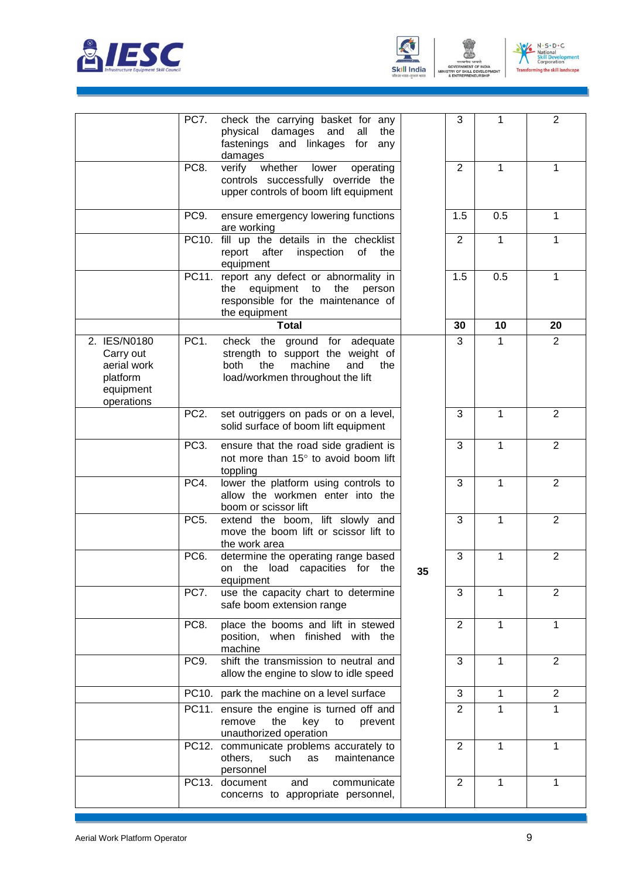|  |  |  |  |  |  |
|---|---|---|---|---|---|
|  | PC7. check the carrying basket for any physical damages and all the fastenings and linkages for any damages |  | 3 | 1 | 2 |
|  | PC8. verify whether lower operating controls successfully override the upper controls of boom lift equipment |  | 2 | 1 | 1 |
|  | PC9. ensure emergency lowering functions are working |  | 1.5 | 0.5 | 1 |
|  | PC10. fill up the details in the checklist report after inspection of the equipment |  | 2 | 1 | 1 |
|  | PC11. report any defect or abnormality in the equipment to the person responsible for the maintenance of the equipment |  | 1.5 | 0.5 | 1 |
|  | **Total** |  | **30** | **10** | **20** |
| 2. IES/N0180 Carry out aerial work platform equipment operations | PC1. check the ground for adequate strength to support the weight of both the machine and the load/workmen throughout the lift | **35** | 3 | 1 | 2 |
|  | PC2. set outriggers on pads or on a level, solid surface of boom lift equipment |  | 3 | 1 | 2 |
|  | PC3. ensure that the road side gradient is not more than 15° to avoid boom lift toppling |  | 3 | 1 | 2 |
|  | PC4. lower the platform using controls to allow the workmen enter into the boom or scissor lift |  | 3 | 1 | 2 |
|  | PC5. extend the boom, lift slowly and move the boom lift or scissor lift to the work area |  | 3 | 1 | 2 |
|  | PC6. determine the operating range based on the load capacities for the equipment |  | 3 | 1 | 2 |
|  | PC7. use the capacity chart to determine safe boom extension range |  | 3 | 1 | 2 |
|  | PC8. place the booms and lift in stewed position, when finished with the machine |  | 2 | 1 | 1 |
|  | PC9. shift the transmission to neutral and allow the engine to slow to idle speed |  | 3 | 1 | 2 |
|  | PC10. park the machine on a level surface |  | 3 | 1 | 2 |
|  | PC11. ensure the engine is turned off and remove the key to prevent unauthorized operation |  | 2 | 1 | 1 |
|  | PC12. communicate problems accurately to others, such as maintenance personnel |  | 2 | 1 | 1 |
|  | PC13. document and communicate concerns to appropriate personnel, |  | 2 | 1 | 1 |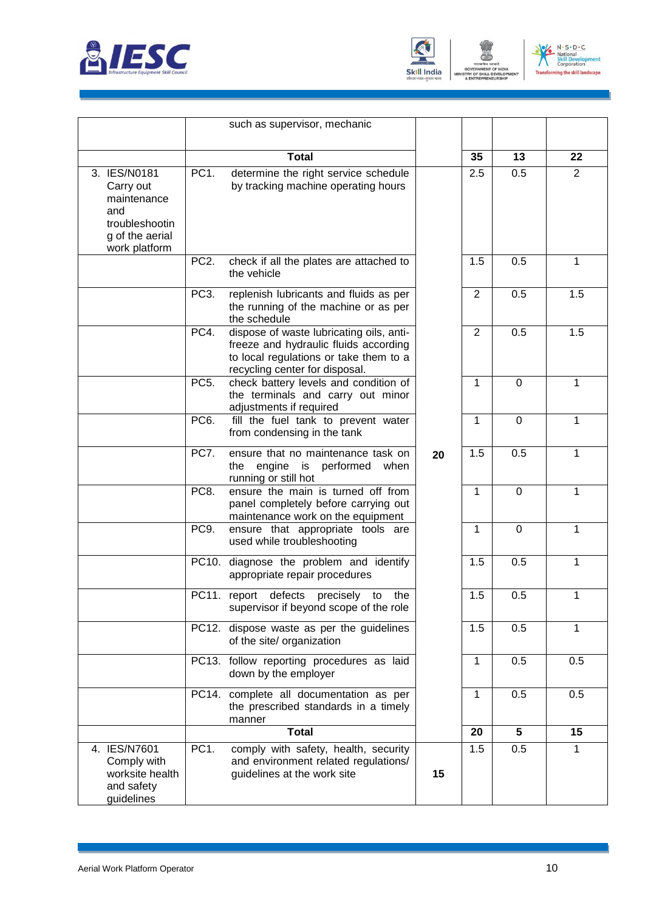| | | | | | |
|---|---|---|---|---|---|
| | such as supervisor, mechanic | | | | |
| | **Total** | | **35** | **13** | **22** |
| 3. IES/N0181 Carry out maintenance and troubleshooting of the aerial work platform | PC1. determine the right service schedule by tracking machine operating hours | **20** | 2.5 | 0.5 | 2 |
| | PC2. check if all the plates are attached to the vehicle | | 1.5 | 0.5 | 1 |
| | PC3. replenish lubricants and fluids as per the running of the machine or as per the schedule | | 2 | 0.5 | 1.5 |
| | PC4. dispose of waste lubricating oils, anti-freeze and hydraulic fluids according to local regulations or take them to a recycling center for disposal. | | 2 | 0.5 | 1.5 |
| | PC5. check battery levels and condition of the terminals and carry out minor adjustments if required | | 1 | 0 | 1 |
| | PC6. fill the fuel tank to prevent water from condensing in the tank | | 1 | 0 | 1 |
| | PC7. ensure that no maintenance task on the engine is performed when running or still hot | | 1.5 | 0.5 | 1 |
| | PC8. ensure the main is turned off from panel completely before carrying out maintenance work on the equipment | | 1 | 0 | 1 |
| | PC9. ensure that appropriate tools are used while troubleshooting | | 1 | 0 | 1 |
| | PC10. diagnose the problem and identify appropriate repair procedures | | 1.5 | 0.5 | 1 |
| | PC11. report defects precisely to the supervisor if beyond scope of the role | | 1.5 | 0.5 | 1 |
| | PC12. dispose waste as per the guidelines of the site/ organization | | 1.5 | 0.5 | 1 |
| | PC13. follow reporting procedures as laid down by the employer | | 1 | 0.5 | 0.5 |
| | PC14. complete all documentation as per the prescribed standards in a timely manner | | 1 | 0.5 | 0.5 |
| | **Total** | | **20** | **5** | **15** |
| 4. IES/N7601 Comply with worksite health and safety guidelines | PC1. comply with safety, health, security and environment related regulations/ guidelines at the work site | **15** | 1.5 | 0.5 | 1 |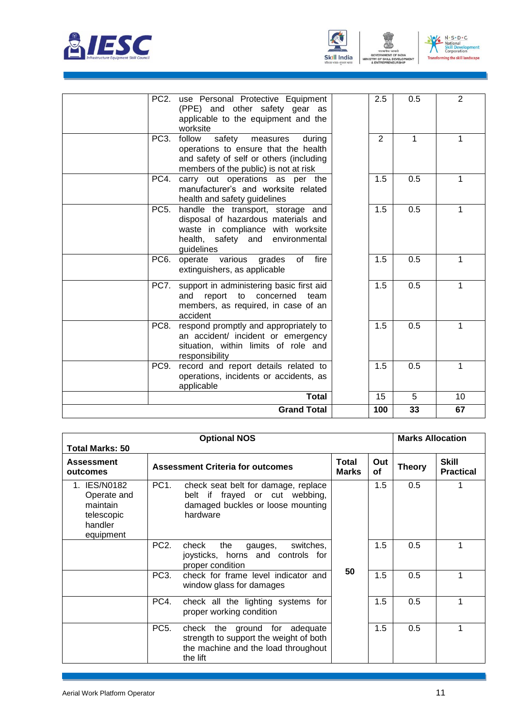| | | | | | |
|---|---|---|---|---|---|
| | PC2. use Personal Protective Equipment (PPE) and other safety gear as applicable to the equipment and the worksite | | 2.5 | 0.5 | 2 |
| | PC3. follow safety measures during operations to ensure that the health and safety of self or others (including members of the public) is not at risk | | 2 | 1 | 1 |
| | PC4. carry out operations as per the manufacturer's and worksite related health and safety guidelines | | 1.5 | 0.5 | 1 |
| | PC5. handle the transport, storage and disposal of hazardous materials and waste in compliance with worksite health, safety and environmental guidelines | | 1.5 | 0.5 | 1 |
| | PC6. operate various grades of fire extinguishers, as applicable | | 1.5 | 0.5 | 1 |
| | PC7. support in administering basic first aid and report to concerned team members, as required, in case of an accident | | 1.5 | 0.5 | 1 |
| | PC8. respond promptly and appropriately to an accident/ incident or emergency situation, within limits of role and responsibility | | 1.5 | 0.5 | 1 |
| | PC9. record and report details related to operations, incidents or accidents, as applicable | | 1.5 | 0.5 | 1 |
| | **Total** | | 15 | 5 | 10 |
| | **Grand Total** | | **100** | **33** | **67** |

| **Total Marks: 50** | **Optional NOS** | | | **Marks Allocation** | |
|---|---|---|---|---|---|
| **Assessment outcomes** | **Assessment Criteria for outcomes** | **Total Marks** | **Out of** | **Theory** | **Skill Practical** |
| 1. IES/N0182 Operate and maintain telescopic handler equipment | PC1. check seat belt for damage, replace belt if frayed or cut webbing, damaged buckles or loose mounting hardware | 50 | 1.5 | 0.5 | 1 |
| | PC2. check the gauges, switches, joysticks, horns and controls for proper condition | | 1.5 | 0.5 | 1 |
| | PC3. check for frame level indicator and window glass for damages | | 1.5 | 0.5 | 1 |
| | PC4. check all the lighting systems for proper working condition | | 1.5 | 0.5 | 1 |
| | PC5. check the ground for adequate strength to support the weight of both the machine and the load throughout the lift | | 1.5 | 0.5 | 1 |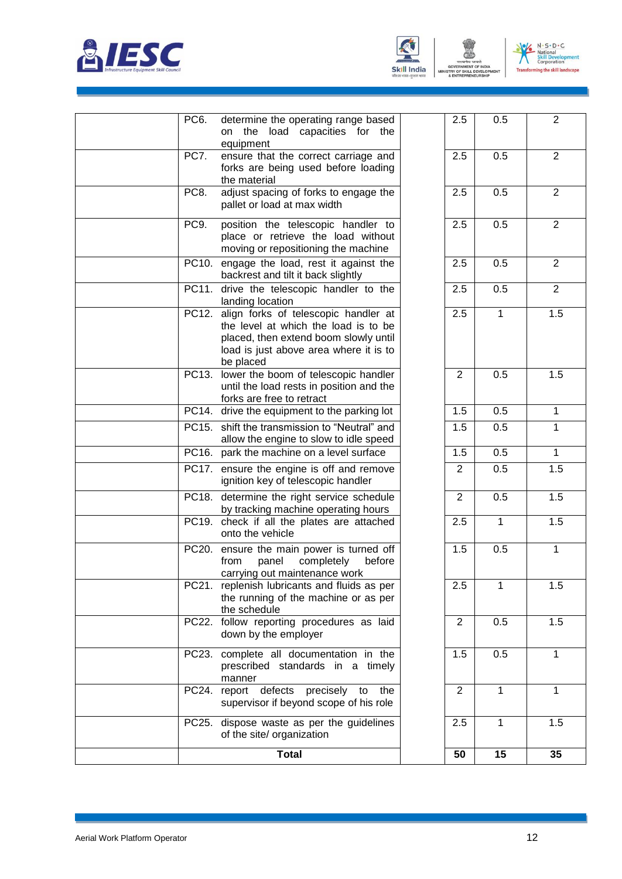| | | | | | |
|---|---|---|---|---|---|
| | PC6. determine the operating range based on the load capacities for the equipment | | 2.5 | 0.5 | 2 |
| | PC7. ensure that the correct carriage and forks are being used before loading the material | | 2.5 | 0.5 | 2 |
| | PC8. adjust spacing of forks to engage the pallet or load at max width | | 2.5 | 0.5 | 2 |
| | PC9. position the telescopic handler to place or retrieve the load without moving or repositioning the machine | | 2.5 | 0.5 | 2 |
| | PC10. engage the load, rest it against the backrest and tilt it back slightly | | 2.5 | 0.5 | 2 |
| | PC11. drive the telescopic handler to the landing location | | 2.5 | 0.5 | 2 |
| | PC12. align forks of telescopic handler at the level at which the load is to be placed, then extend boom slowly until load is just above area where it is to be placed | | 2.5 | 1 | 1.5 |
| | PC13. lower the boom of telescopic handler until the load rests in position and the forks are free to retract | | 2 | 0.5 | 1.5 |
| | PC14. drive the equipment to the parking lot | | 1.5 | 0.5 | 1 |
| | PC15. shift the transmission to "Neutral" and allow the engine to slow to idle speed | | 1.5 | 0.5 | 1 |
| | PC16. park the machine on a level surface | | 1.5 | 0.5 | 1 |
| | PC17. ensure the engine is off and remove ignition key of telescopic handler | | 2 | 0.5 | 1.5 |
| | PC18. determine the right service schedule by tracking machine operating hours | | 2 | 0.5 | 1.5 |
| | PC19. check if all the plates are attached onto the vehicle | | 2.5 | 1 | 1.5 |
| | PC20. ensure the main power is turned off from panel completely before carrying out maintenance work | | 1.5 | 0.5 | 1 |
| | PC21. replenish lubricants and fluids as per the running of the machine or as per the schedule | | 2.5 | 1 | 1.5 |
| | PC22. follow reporting procedures as laid down by the employer | | 2 | 0.5 | 1.5 |
| | PC23. complete all documentation in the prescribed standards in a timely manner | | 1.5 | 0.5 | 1 |
| | PC24. report defects precisely to the supervisor if beyond scope of his role | | 2 | 1 | 1 |
| | PC25. dispose waste as per the guidelines of the site/ organization | | 2.5 | 1 | 1.5 |
| | **Total** | | **50** | **15** | **35** |